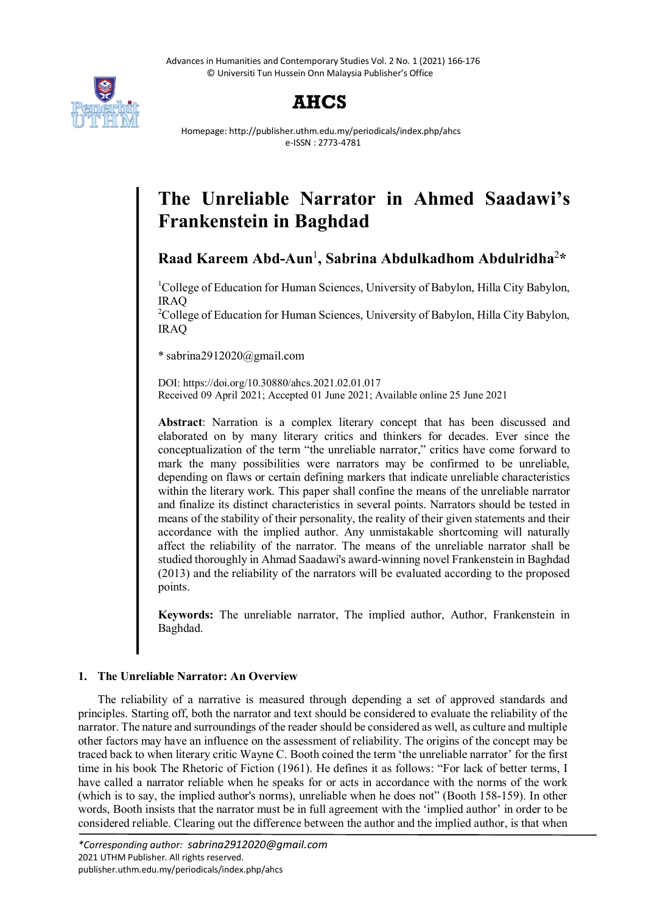# The Unreliable Narrator in Ahmed Saadawi's Frankenstein in Baghdad

**Raad Kareem Abd-Aun**[1], **Sabrina Abdulkadhom Abdulridha**[2]*

[1]College of Education for Human Sciences, University of Babylon, Hilla City Babylon, IRAQ

[2]College of Education for Human Sciences, University of Babylon, Hilla City Babylon, IRAQ

* sabrina2912020@gmail.com

DOI: https://doi.org/10.30880/ahcs.2021.02.01.017

Received 09 April 2021; Accepted 01 June 2021; Available online 25 June 2021

**Abstract**: Narration is a complex literary concept that has been discussed and elaborated on by many literary critics and thinkers for decades. Ever since the conceptualization of the term "the unreliable narrator," critics have come forward to mark the many possibilities were narrators may be confirmed to be unreliable, depending on flaws or certain defining markers that indicate unreliable characteristics within the literary work. This paper shall confine the means of the unreliable narrator and finalize its distinct characteristics in several points. Narrators should be tested in means of the stability of their personality, the reality of their given statements and their accordance with the implied author. Any unmistakable shortcoming will naturally affect the reliability of the narrator. The means of the unreliable narrator shall be studied thoroughly in Ahmad Saadawi's award-winning novel Frankenstein in Baghdad (2013) and the reliability of the narrators will be evaluated according to the proposed points.

**Keywords:** The unreliable narrator, The implied author, Author, Frankenstein in Baghdad.

## 1. The Unreliable Narrator: An Overview

The reliability of a narrative is measured through depending a set of approved standards and principles. Starting off, both the narrator and text should be considered to evaluate the reliability of the narrator. The nature and surroundings of the reader should be considered as well, as culture and multiple other factors may have an influence on the assessment of reliability. The origins of the concept may be traced back to when literary critic Wayne C. Booth coined the term 'the unreliable narrator' for the first time in his book The Rhetoric of Fiction (1961). He defines it as follows: "For lack of better terms, I have called a narrator reliable when he speaks for or acts in accordance with the norms of the work (which is to say, the implied author's norms), unreliable when he does not" (Booth 158-159). In other words, Booth insists that the narrator must be in full agreement with the 'implied author' in order to be considered reliable. Clearing out the difference between the author and the implied author, is that when

*Corresponding author: sabrina2912020@gmail.com
2021 UTHM Publisher. All rights reserved.
publisher.uthm.edu.my/periodicals/index.php/ahcs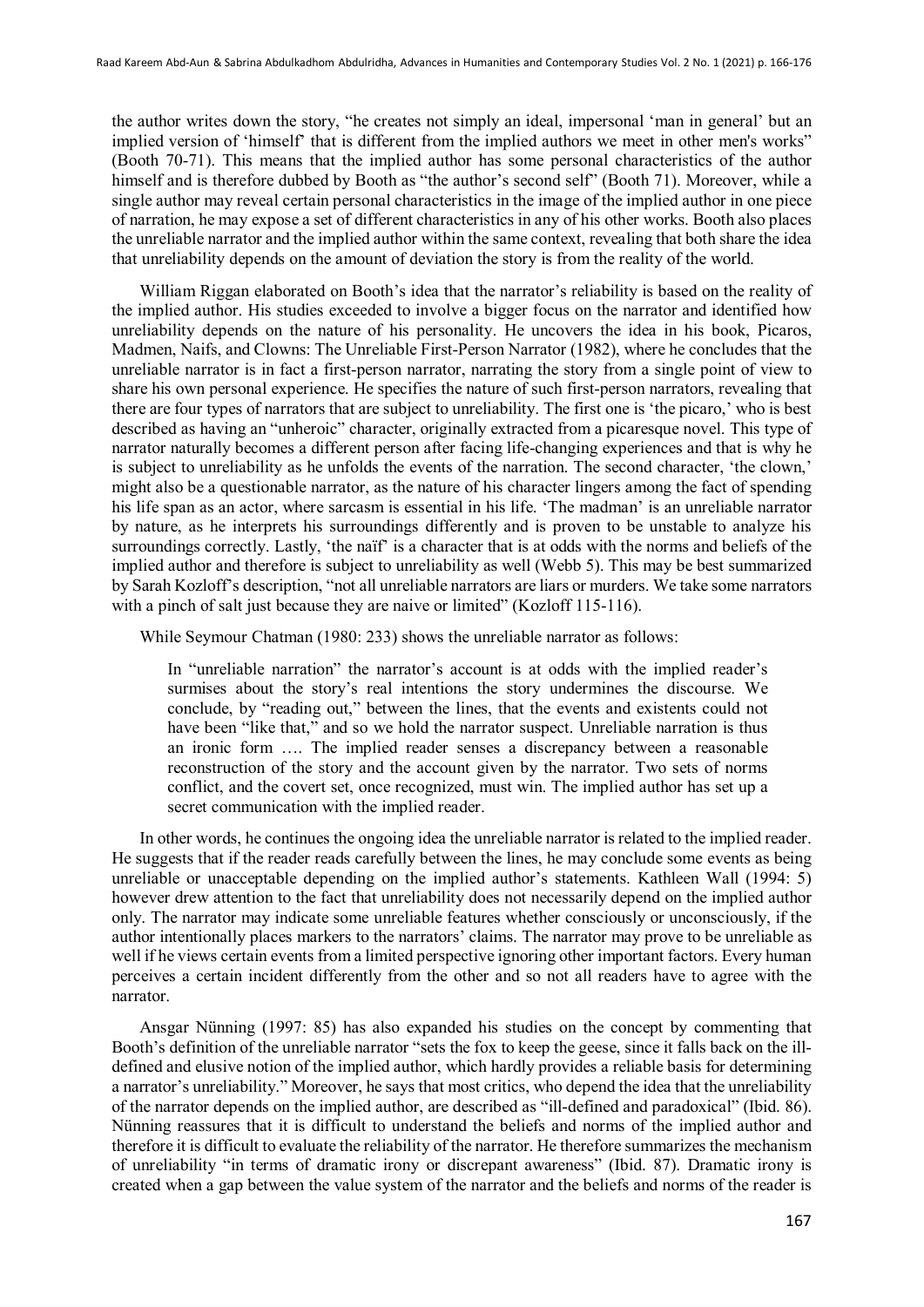the author writes down the story, "he creates not simply an ideal, impersonal 'man in general' but an implied version of 'himself' that is different from the implied authors we meet in other men's works" (Booth 70-71). This means that the implied author has some personal characteristics of the author himself and is therefore dubbed by Booth as "the author's second self" (Booth 71). Moreover, while a single author may reveal certain personal characteristics in the image of the implied author in one piece of narration, he may expose a set of different characteristics in any of his other works. Booth also places the unreliable narrator and the implied author within the same context, revealing that both share the idea that unreliability depends on the amount of deviation the story is from the reality of the world.

William Riggan elaborated on Booth's idea that the narrator's reliability is based on the reality of the implied author. His studies exceeded to involve a bigger focus on the narrator and identified how unreliability depends on the nature of his personality. He uncovers the idea in his book, Picaros, Madmen, Naifs, and Clowns: The Unreliable First-Person Narrator (1982), where he concludes that the unreliable narrator is in fact a first-person narrator, narrating the story from a single point of view to share his own personal experience. He specifies the nature of such first-person narrators, revealing that there are four types of narrators that are subject to unreliability. The first one is 'the picaro,' who is best described as having an "unheroic" character, originally extracted from a picaresque novel. This type of narrator naturally becomes a different person after facing life-changing experiences and that is why he is subject to unreliability as he unfolds the events of the narration. The second character, 'the clown,' might also be a questionable narrator, as the nature of his character lingers among the fact of spending his life span as an actor, where sarcasm is essential in his life. 'The madman' is an unreliable narrator by nature, as he interprets his surroundings differently and is proven to be unstable to analyze his surroundings correctly. Lastly, 'the naïf' is a character that is at odds with the norms and beliefs of the implied author and therefore is subject to unreliability as well (Webb 5). This may be best summarized by Sarah Kozloff's description, "not all unreliable narrators are liars or murders. We take some narrators with a pinch of salt just because they are naive or limited" (Kozloff 115-116).

While Seymour Chatman (1980: 233) shows the unreliable narrator as follows:

> In "unreliable narration" the narrator's account is at odds with the implied reader's surmises about the story's real intentions the story undermines the discourse. We conclude, by "reading out," between the lines, that the events and existents could not have been "like that," and so we hold the narrator suspect. Unreliable narration is thus an ironic form …. The implied reader senses a discrepancy between a reasonable reconstruction of the story and the account given by the narrator. Two sets of norms conflict, and the covert set, once recognized, must win. The implied author has set up a secret communication with the implied reader.

In other words, he continues the ongoing idea the unreliable narrator is related to the implied reader. He suggests that if the reader reads carefully between the lines, he may conclude some events as being unreliable or unacceptable depending on the implied author's statements. Kathleen Wall (1994: 5) however drew attention to the fact that unreliability does not necessarily depend on the implied author only. The narrator may indicate some unreliable features whether consciously or unconsciously, if the author intentionally places markers to the narrators' claims. The narrator may prove to be unreliable as well if he views certain events from a limited perspective ignoring other important factors. Every human perceives a certain incident differently from the other and so not all readers have to agree with the narrator.

Ansgar Nünning (1997: 85) has also expanded his studies on the concept by commenting that Booth's definition of the unreliable narrator "sets the fox to keep the geese, since it falls back on the ill-defined and elusive notion of the implied author, which hardly provides a reliable basis for determining a narrator's unreliability." Moreover, he says that most critics, who depend the idea that the unreliability of the narrator depends on the implied author, are described as "ill-defined and paradoxical" (Ibid. 86). Nünning reassures that it is difficult to understand the beliefs and norms of the implied author and therefore it is difficult to evaluate the reliability of the narrator. He therefore summarizes the mechanism of unreliability "in terms of dramatic irony or discrepant awareness" (Ibid. 87). Dramatic irony is created when a gap between the value system of the narrator and the beliefs and norms of the reader is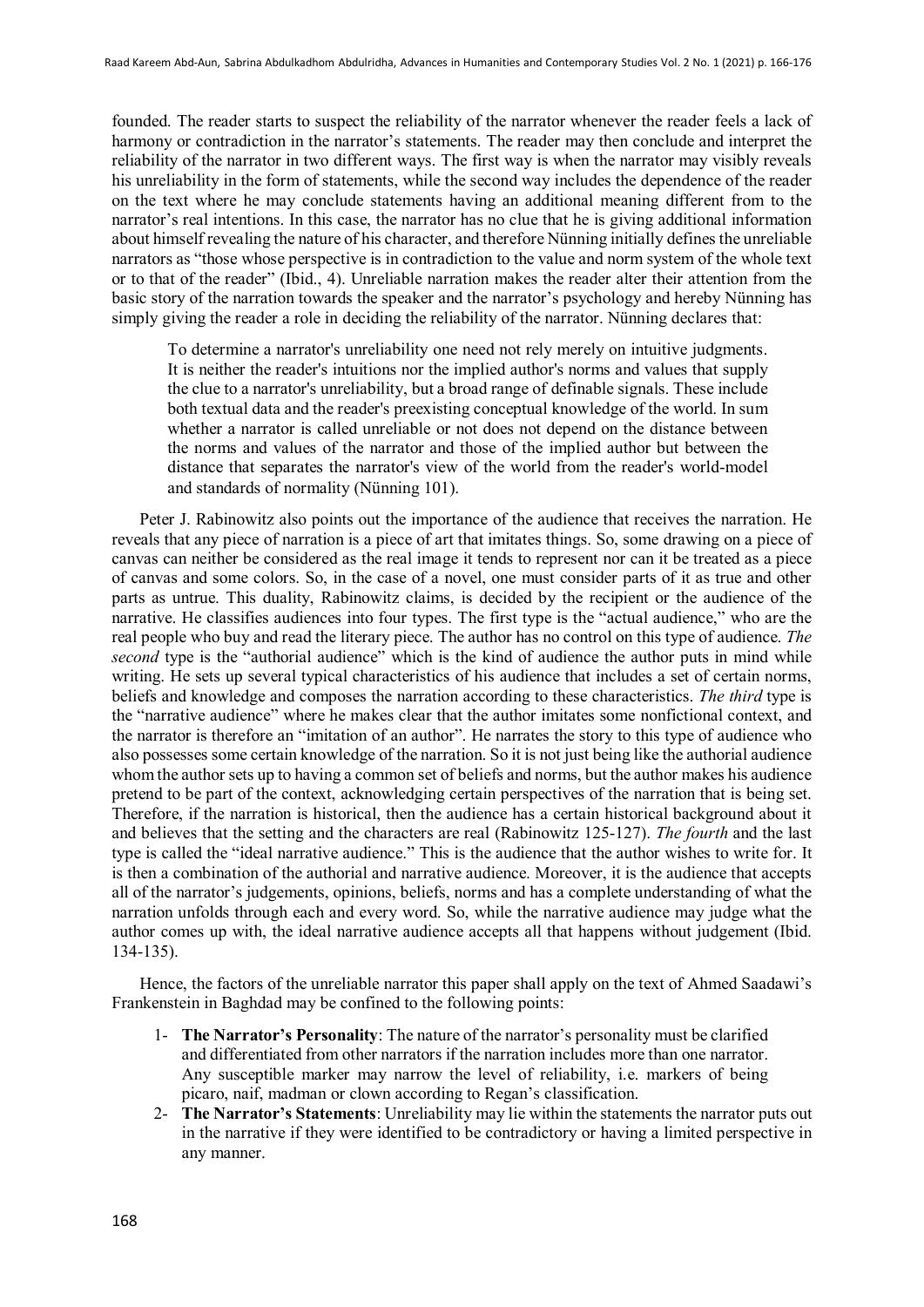founded. The reader starts to suspect the reliability of the narrator whenever the reader feels a lack of harmony or contradiction in the narrator's statements. The reader may then conclude and interpret the reliability of the narrator in two different ways. The first way is when the narrator may visibly reveals his unreliability in the form of statements, while the second way includes the dependence of the reader on the text where he may conclude statements having an additional meaning different from to the narrator's real intentions. In this case, the narrator has no clue that he is giving additional information about himself revealing the nature of his character, and therefore Nünning initially defines the unreliable narrators as "those whose perspective is in contradiction to the value and norm system of the whole text or to that of the reader" (Ibid., 4). Unreliable narration makes the reader alter their attention from the basic story of the narration towards the speaker and the narrator's psychology and hereby Nünning has simply giving the reader a role in deciding the reliability of the narrator. Nünning declares that:

> To determine a narrator's unreliability one need not rely merely on intuitive judgments. It is neither the reader's intuitions nor the implied author's norms and values that supply the clue to a narrator's unreliability, but a broad range of definable signals. These include both textual data and the reader's preexisting conceptual knowledge of the world. In sum whether a narrator is called unreliable or not does not depend on the distance between the norms and values of the narrator and those of the implied author but between the distance that separates the narrator's view of the world from the reader's world-model and standards of normality (Nünning 101).

Peter J. Rabinowitz also points out the importance of the audience that receives the narration. He reveals that any piece of narration is a piece of art that imitates things. So, some drawing on a piece of canvas can neither be considered as the real image it tends to represent nor can it be treated as a piece of canvas and some colors. So, in the case of a novel, one must consider parts of it as true and other parts as untrue. This duality, Rabinowitz claims, is decided by the recipient or the audience of the narrative. He classifies audiences into four types. The first type is the "actual audience," who are the real people who buy and read the literary piece. The author has no control on this type of audience. *The second* type is the "authorial audience" which is the kind of audience the author puts in mind while writing. He sets up several typical characteristics of his audience that includes a set of certain norms, beliefs and knowledge and composes the narration according to these characteristics. *The third* type is the "narrative audience" where he makes clear that the author imitates some nonfictional context, and the narrator is therefore an "imitation of an author". He narrates the story to this type of audience who also possesses some certain knowledge of the narration. So it is not just being like the authorial audience whom the author sets up to having a common set of beliefs and norms, but the author makes his audience pretend to be part of the context, acknowledging certain perspectives of the narration that is being set. Therefore, if the narration is historical, then the audience has a certain historical background about it and believes that the setting and the characters are real (Rabinowitz 125-127). *The fourth* and the last type is called the "ideal narrative audience." This is the audience that the author wishes to write for. It is then a combination of the authorial and narrative audience. Moreover, it is the audience that accepts all of the narrator's judgements, opinions, beliefs, norms and has a complete understanding of what the narration unfolds through each and every word. So, while the narrative audience may judge what the author comes up with, the ideal narrative audience accepts all that happens without judgement (Ibid. 134-135).

Hence, the factors of the unreliable narrator this paper shall apply on the text of Ahmed Saadawi's Frankenstein in Baghdad may be confined to the following points:

1- **The Narrator's Personality**: The nature of the narrator's personality must be clarified and differentiated from other narrators if the narration includes more than one narrator. Any susceptible marker may narrow the level of reliability, i.e. markers of being picaro, naif, madman or clown according to Regan's classification.

2- **The Narrator's Statements**: Unreliability may lie within the statements the narrator puts out in the narrative if they were identified to be contradictory or having a limited perspective in any manner.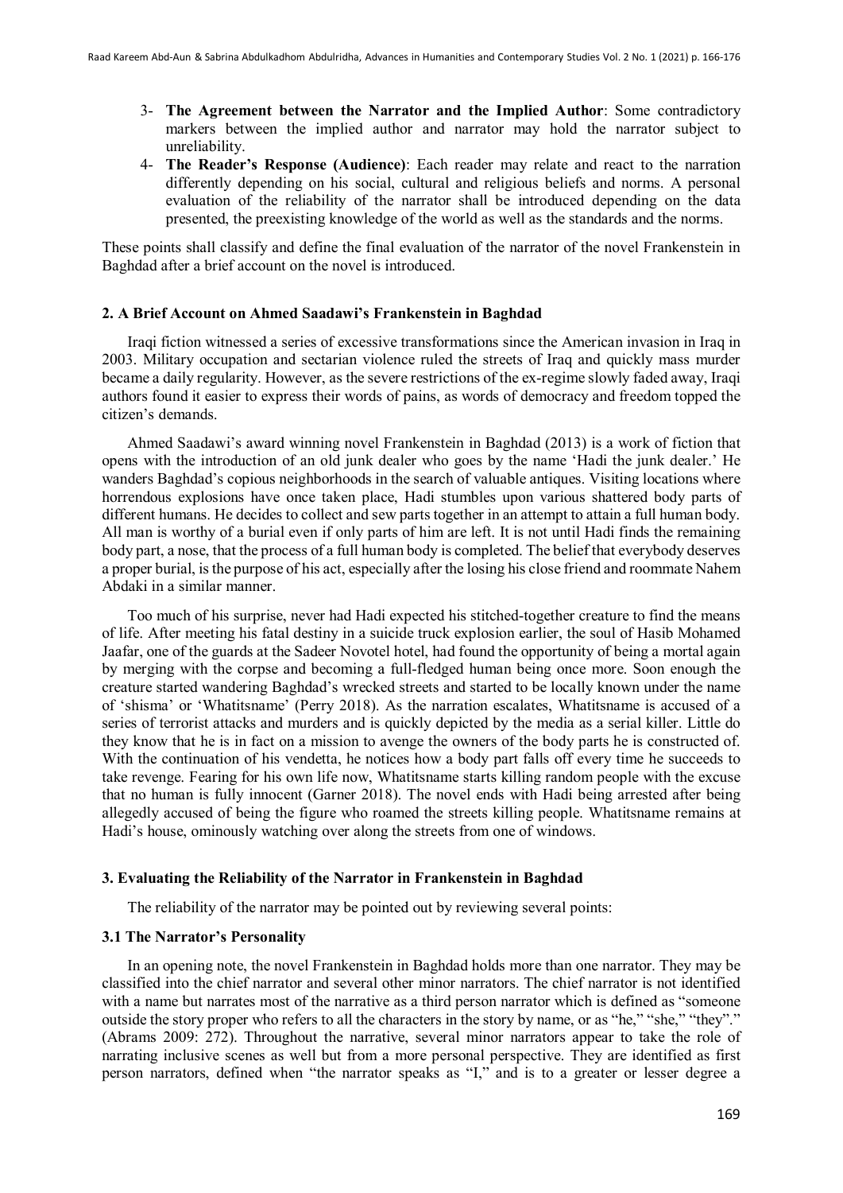3- **The Agreement between the Narrator and the Implied Author**: Some contradictory markers between the implied author and narrator may hold the narrator subject to unreliability.
4- **The Reader's Response (Audience)**: Each reader may relate and react to the narration differently depending on his social, cultural and religious beliefs and norms. A personal evaluation of the reliability of the narrator shall be introduced depending on the data presented, the preexisting knowledge of the world as well as the standards and the norms.

These points shall classify and define the final evaluation of the narrator of the novel Frankenstein in Baghdad after a brief account on the novel is introduced.

## 2. A Brief Account on Ahmed Saadawi's Frankenstein in Baghdad

Iraqi fiction witnessed a series of excessive transformations since the American invasion in Iraq in 2003. Military occupation and sectarian violence ruled the streets of Iraq and quickly mass murder became a daily regularity. However, as the severe restrictions of the ex-regime slowly faded away, Iraqi authors found it easier to express their words of pains, as words of democracy and freedom topped the citizen's demands.

Ahmed Saadawi's award winning novel Frankenstein in Baghdad (2013) is a work of fiction that opens with the introduction of an old junk dealer who goes by the name 'Hadi the junk dealer.' He wanders Baghdad's copious neighborhoods in the search of valuable antiques. Visiting locations where horrendous explosions have once taken place, Hadi stumbles upon various shattered body parts of different humans. He decides to collect and sew parts together in an attempt to attain a full human body. All man is worthy of a burial even if only parts of him are left. It is not until Hadi finds the remaining body part, a nose, that the process of a full human body is completed. The belief that everybody deserves a proper burial, is the purpose of his act, especially after the losing his close friend and roommate Nahem Abdaki in a similar manner.

Too much of his surprise, never had Hadi expected his stitched-together creature to find the means of life. After meeting his fatal destiny in a suicide truck explosion earlier, the soul of Hasib Mohamed Jaafar, one of the guards at the Sadeer Novotel hotel, had found the opportunity of being a mortal again by merging with the corpse and becoming a full-fledged human being once more. Soon enough the creature started wandering Baghdad's wrecked streets and started to be locally known under the name of 'shisma' or 'Whatitsname' (Perry 2018). As the narration escalates, Whatitsname is accused of a series of terrorist attacks and murders and is quickly depicted by the media as a serial killer. Little do they know that he is in fact on a mission to avenge the owners of the body parts he is constructed of. With the continuation of his vendetta, he notices how a body part falls off every time he succeeds to take revenge. Fearing for his own life now, Whatitsname starts killing random people with the excuse that no human is fully innocent (Garner 2018). The novel ends with Hadi being arrested after being allegedly accused of being the figure who roamed the streets killing people. Whatitsname remains at Hadi's house, ominously watching over along the streets from one of windows.

## 3. Evaluating the Reliability of the Narrator in Frankenstein in Baghdad

The reliability of the narrator may be pointed out by reviewing several points:

### 3.1 The Narrator's Personality

In an opening note, the novel Frankenstein in Baghdad holds more than one narrator. They may be classified into the chief narrator and several other minor narrators. The chief narrator is not identified with a name but narrates most of the narrative as a third person narrator which is defined as "someone outside the story proper who refers to all the characters in the story by name, or as "he," "she," "they"." (Abrams 2009: 272). Throughout the narrative, several minor narrators appear to take the role of narrating inclusive scenes as well but from a more personal perspective. They are identified as first person narrators, defined when "the narrator speaks as "I," and is to a greater or lesser degree a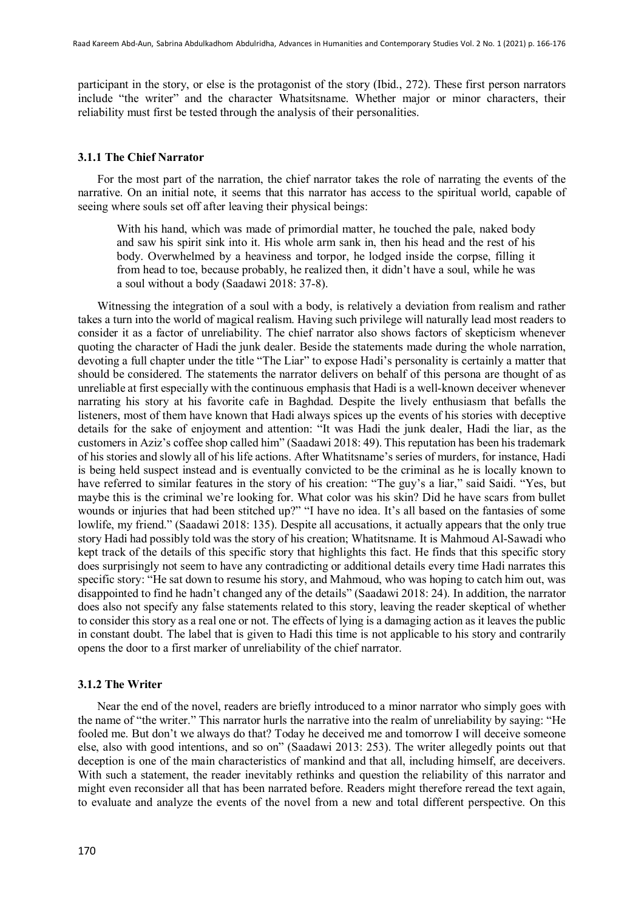participant in the story, or else is the protagonist of the story (Ibid., 272). These first person narrators include "the writer" and the character Whatsitsname. Whether major or minor characters, their reliability must first be tested through the analysis of their personalities.

### 3.1.1 The Chief Narrator

For the most part of the narration, the chief narrator takes the role of narrating the events of the narrative. On an initial note, it seems that this narrator has access to the spiritual world, capable of seeing where souls set off after leaving their physical beings:

> With his hand, which was made of primordial matter, he touched the pale, naked body and saw his spirit sink into it. His whole arm sank in, then his head and the rest of his body. Overwhelmed by a heaviness and torpor, he lodged inside the corpse, filling it from head to toe, because probably, he realized then, it didn't have a soul, while he was a soul without a body (Saadawi 2018: 37-8).

Witnessing the integration of a soul with a body, is relatively a deviation from realism and rather takes a turn into the world of magical realism. Having such privilege will naturally lead most readers to consider it as a factor of unreliability. The chief narrator also shows factors of skepticism whenever quoting the character of Hadi the junk dealer. Beside the statements made during the whole narration, devoting a full chapter under the title "The Liar" to expose Hadi's personality is certainly a matter that should be considered. The statements the narrator delivers on behalf of this persona are thought of as unreliable at first especially with the continuous emphasis that Hadi is a well-known deceiver whenever narrating his story at his favorite cafe in Baghdad. Despite the lively enthusiasm that befalls the listeners, most of them have known that Hadi always spices up the events of his stories with deceptive details for the sake of enjoyment and attention: "It was Hadi the junk dealer, Hadi the liar, as the customers in Aziz's coffee shop called him" (Saadawi 2018: 49). This reputation has been his trademark of his stories and slowly all of his life actions. After Whatitsname's series of murders, for instance, Hadi is being held suspect instead and is eventually convicted to be the criminal as he is locally known to have referred to similar features in the story of his creation: "The guy's a liar," said Saidi. "Yes, but maybe this is the criminal we're looking for. What color was his skin? Did he have scars from bullet wounds or injuries that had been stitched up?" "I have no idea. It's all based on the fantasies of some lowlife, my friend." (Saadawi 2018: 135). Despite all accusations, it actually appears that the only true story Hadi had possibly told was the story of his creation; Whatitsname. It is Mahmoud Al-Sawadi who kept track of the details of this specific story that highlights this fact. He finds that this specific story does surprisingly not seem to have any contradicting or additional details every time Hadi narrates this specific story: "He sat down to resume his story, and Mahmoud, who was hoping to catch him out, was disappointed to find he hadn't changed any of the details" (Saadawi 2018: 24). In addition, the narrator does also not specify any false statements related to this story, leaving the reader skeptical of whether to consider this story as a real one or not. The effects of lying is a damaging action as it leaves the public in constant doubt. The label that is given to Hadi this time is not applicable to his story and contrarily opens the door to a first marker of unreliability of the chief narrator.

### 3.1.2 The Writer

Near the end of the novel, readers are briefly introduced to a minor narrator who simply goes with the name of "the writer." This narrator hurls the narrative into the realm of unreliability by saying: "He fooled me. But don't we always do that? Today he deceived me and tomorrow I will deceive someone else, also with good intentions, and so on" (Saadawi 2013: 253). The writer allegedly points out that deception is one of the main characteristics of mankind and that all, including himself, are deceivers. With such a statement, the reader inevitably rethinks and question the reliability of this narrator and might even reconsider all that has been narrated before. Readers might therefore reread the text again, to evaluate and analyze the events of the novel from a new and total different perspective. On this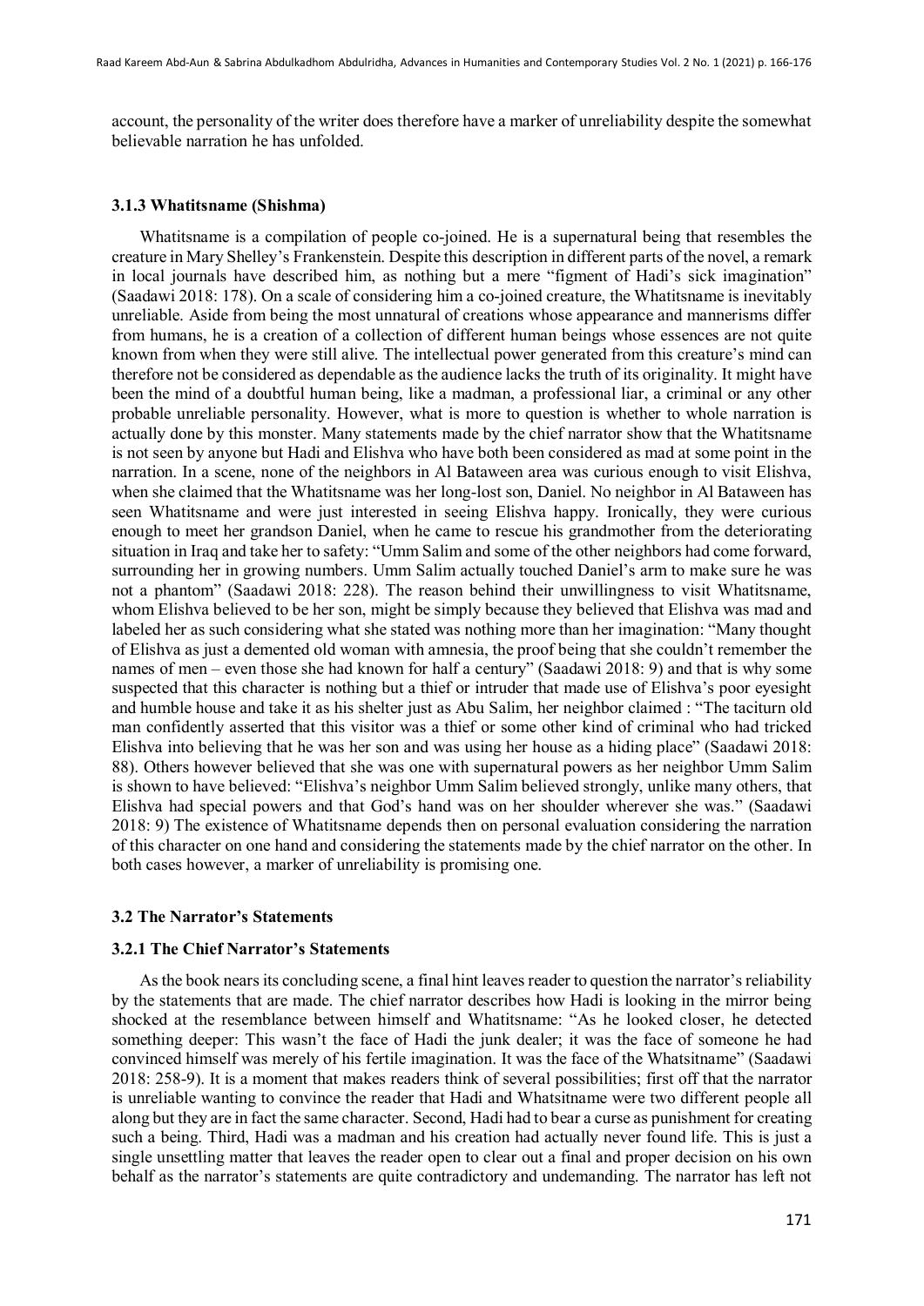account, the personality of the writer does therefore have a marker of unreliability despite the somewhat believable narration he has unfolded.

### 3.1.3 Whatitsname (Shishma)

Whatitsname is a compilation of people co-joined. He is a supernatural being that resembles the creature in Mary Shelley's Frankenstein. Despite this description in different parts of the novel, a remark in local journals have described him, as nothing but a mere "figment of Hadi's sick imagination" (Saadawi 2018: 178). On a scale of considering him a co-joined creature, the Whatitsname is inevitably unreliable. Aside from being the most unnatural of creations whose appearance and mannerisms differ from humans, he is a creation of a collection of different human beings whose essences are not quite known from when they were still alive. The intellectual power generated from this creature's mind can therefore not be considered as dependable as the audience lacks the truth of its originality. It might have been the mind of a doubtful human being, like a madman, a professional liar, a criminal or any other probable unreliable personality. However, what is more to question is whether to whole narration is actually done by this monster. Many statements made by the chief narrator show that the Whatitsname is not seen by anyone but Hadi and Elishva who have both been considered as mad at some point in the narration. In a scene, none of the neighbors in Al Bataween area was curious enough to visit Elishva, when she claimed that the Whatitsname was her long-lost son, Daniel. No neighbor in Al Bataween has seen Whatitsname and were just interested in seeing Elishva happy. Ironically, they were curious enough to meet her grandson Daniel, when he came to rescue his grandmother from the deteriorating situation in Iraq and take her to safety: "Umm Salim and some of the other neighbors had come forward, surrounding her in growing numbers. Umm Salim actually touched Daniel's arm to make sure he was not a phantom" (Saadawi 2018: 228). The reason behind their unwillingness to visit Whatitsname, whom Elishva believed to be her son, might be simply because they believed that Elishva was mad and labeled her as such considering what she stated was nothing more than her imagination: "Many thought of Elishva as just a demented old woman with amnesia, the proof being that she couldn't remember the names of men – even those she had known for half a century" (Saadawi 2018: 9) and that is why some suspected that this character is nothing but a thief or intruder that made use of Elishva's poor eyesight and humble house and take it as his shelter just as Abu Salim, her neighbor claimed : "The taciturn old man confidently asserted that this visitor was a thief or some other kind of criminal who had tricked Elishva into believing that he was her son and was using her house as a hiding place" (Saadawi 2018: 88). Others however believed that she was one with supernatural powers as her neighbor Umm Salim is shown to have believed: "Elishva's neighbor Umm Salim believed strongly, unlike many others, that Elishva had special powers and that God's hand was on her shoulder wherever she was." (Saadawi 2018: 9) The existence of Whatitsname depends then on personal evaluation considering the narration of this character on one hand and considering the statements made by the chief narrator on the other. In both cases however, a marker of unreliability is promising one.

### 3.2 The Narrator's Statements

#### 3.2.1 The Chief Narrator's Statements

As the book nears its concluding scene, a final hint leaves reader to question the narrator's reliability by the statements that are made. The chief narrator describes how Hadi is looking in the mirror being shocked at the resemblance between himself and Whatitsname: "As he looked closer, he detected something deeper: This wasn't the face of Hadi the junk dealer; it was the face of someone he had convinced himself was merely of his fertile imagination. It was the face of the Whatsitname" (Saadawi 2018: 258-9). It is a moment that makes readers think of several possibilities; first off that the narrator is unreliable wanting to convince the reader that Hadi and Whatsitname were two different people all along but they are in fact the same character. Second, Hadi had to bear a curse as punishment for creating such a being. Third, Hadi was a madman and his creation had actually never found life. This is just a single unsettling matter that leaves the reader open to clear out a final and proper decision on his own behalf as the narrator's statements are quite contradictory and undemanding. The narrator has left not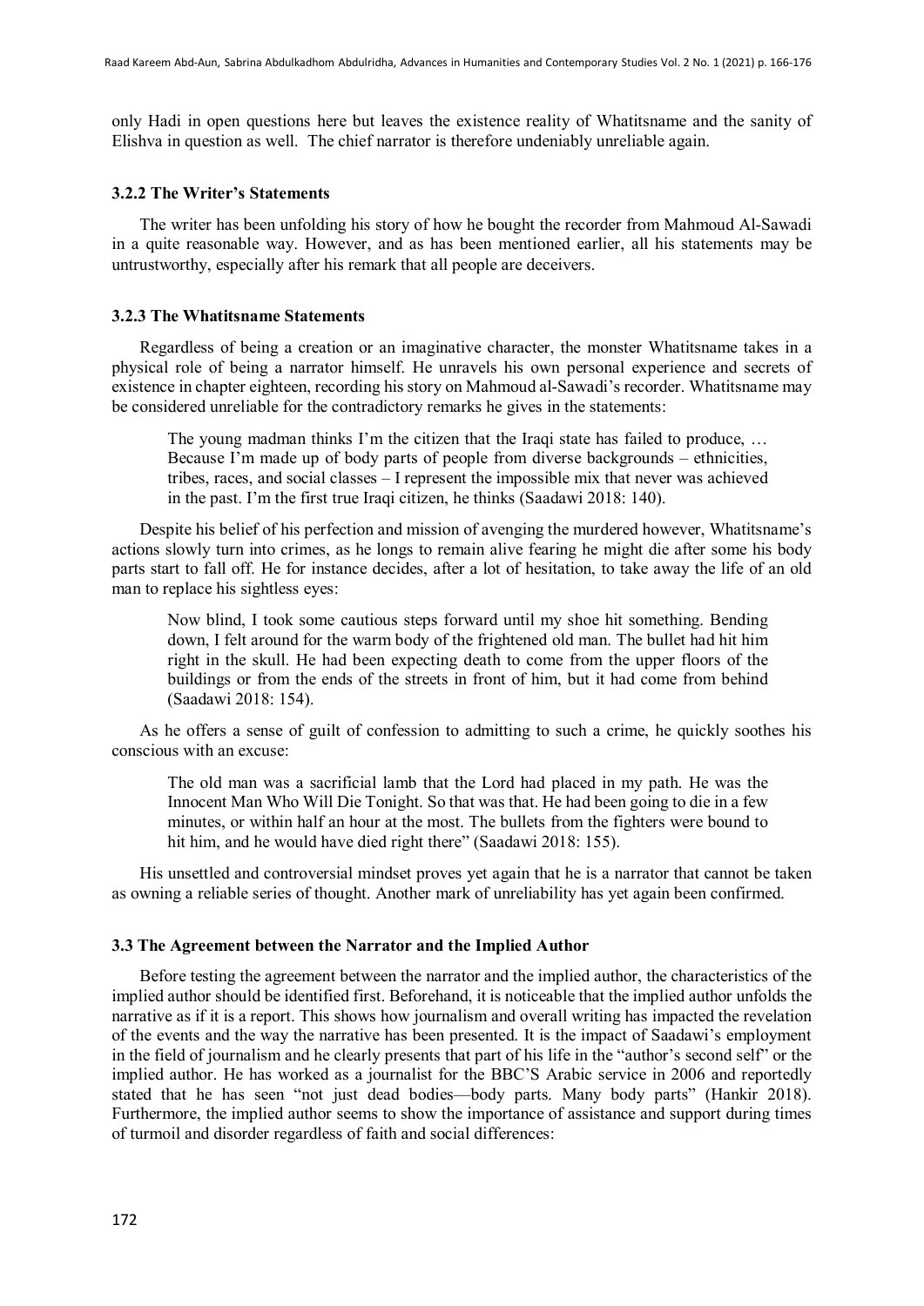only Hadi in open questions here but leaves the existence reality of Whatitsname and the sanity of Elishva in question as well. The chief narrator is therefore undeniably unreliable again.

### 3.2.2 The Writer's Statements

The writer has been unfolding his story of how he bought the recorder from Mahmoud Al-Sawadi in a quite reasonable way. However, and as has been mentioned earlier, all his statements may be untrustworthy, especially after his remark that all people are deceivers.

### 3.2.3 The Whatitsname Statements

Regardless of being a creation or an imaginative character, the monster Whatitsname takes in a physical role of being a narrator himself. He unravels his own personal experience and secrets of existence in chapter eighteen, recording his story on Mahmoud al-Sawadi's recorder. Whatitsname may be considered unreliable for the contradictory remarks he gives in the statements:

> The young madman thinks I'm the citizen that the Iraqi state has failed to produce, … Because I'm made up of body parts of people from diverse backgrounds – ethnicities, tribes, races, and social classes – I represent the impossible mix that never was achieved in the past. I'm the first true Iraqi citizen, he thinks (Saadawi 2018: 140).

Despite his belief of his perfection and mission of avenging the murdered however, Whatitsname's actions slowly turn into crimes, as he longs to remain alive fearing he might die after some his body parts start to fall off. He for instance decides, after a lot of hesitation, to take away the life of an old man to replace his sightless eyes:

> Now blind, I took some cautious steps forward until my shoe hit something. Bending down, I felt around for the warm body of the frightened old man. The bullet had hit him right in the skull. He had been expecting death to come from the upper floors of the buildings or from the ends of the streets in front of him, but it had come from behind (Saadawi 2018: 154).

As he offers a sense of guilt of confession to admitting to such a crime, he quickly soothes his conscious with an excuse:

> The old man was a sacrificial lamb that the Lord had placed in my path. He was the Innocent Man Who Will Die Tonight. So that was that. He had been going to die in a few minutes, or within half an hour at the most. The bullets from the fighters were bound to hit him, and he would have died right there" (Saadawi 2018: 155).

His unsettled and controversial mindset proves yet again that he is a narrator that cannot be taken as owning a reliable series of thought. Another mark of unreliability has yet again been confirmed.

## 3.3 The Agreement between the Narrator and the Implied Author

Before testing the agreement between the narrator and the implied author, the characteristics of the implied author should be identified first. Beforehand, it is noticeable that the implied author unfolds the narrative as if it is a report. This shows how journalism and overall writing has impacted the revelation of the events and the way the narrative has been presented. It is the impact of Saadawi's employment in the field of journalism and he clearly presents that part of his life in the "author's second self" or the implied author. He has worked as a journalist for the BBC'S Arabic service in 2006 and reportedly stated that he has seen "not just dead bodies—body parts. Many body parts" (Hankir 2018). Furthermore, the implied author seems to show the importance of assistance and support during times of turmoil and disorder regardless of faith and social differences: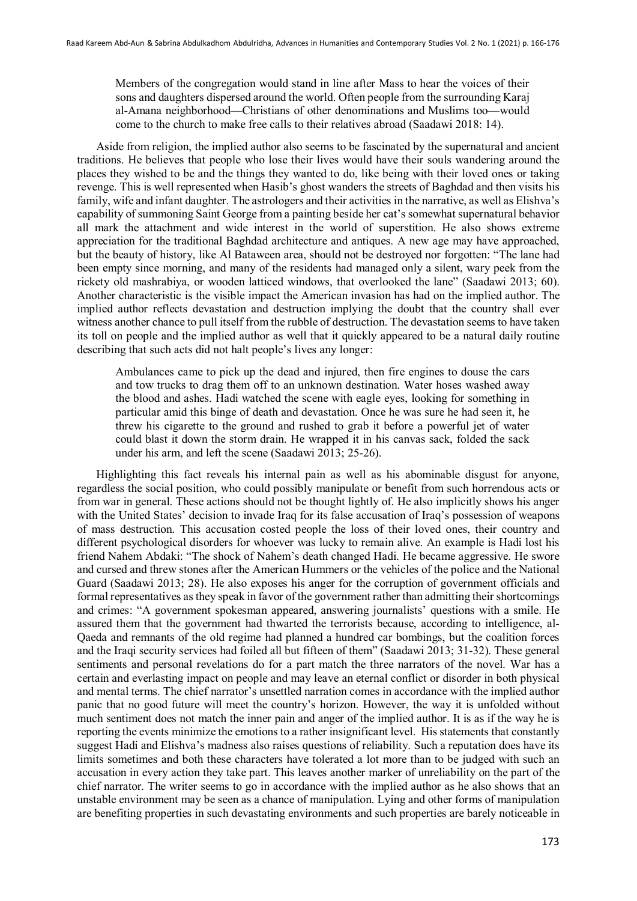> Members of the congregation would stand in line after Mass to hear the voices of their sons and daughters dispersed around the world. Often people from the surrounding Karaj al-Amana neighborhood—Christians of other denominations and Muslims too—would come to the church to make free calls to their relatives abroad (Saadawi 2018: 14).

Aside from religion, the implied author also seems to be fascinated by the supernatural and ancient traditions. He believes that people who lose their lives would have their souls wandering around the places they wished to be and the things they wanted to do, like being with their loved ones or taking revenge. This is well represented when Hasib's ghost wanders the streets of Baghdad and then visits his family, wife and infant daughter. The astrologers and their activities in the narrative, as well as Elishva's capability of summoning Saint George from a painting beside her cat's somewhat supernatural behavior all mark the attachment and wide interest in the world of superstition. He also shows extreme appreciation for the traditional Baghdad architecture and antiques. A new age may have approached, but the beauty of history, like Al Bataween area, should not be destroyed nor forgotten: "The lane had been empty since morning, and many of the residents had managed only a silent, wary peek from the rickety old mashrabiya, or wooden latticed windows, that overlooked the lane" (Saadawi 2013; 60). Another characteristic is the visible impact the American invasion has had on the implied author. The implied author reflects devastation and destruction implying the doubt that the country shall ever witness another chance to pull itself from the rubble of destruction. The devastation seems to have taken its toll on people and the implied author as well that it quickly appeared to be a natural daily routine describing that such acts did not halt people's lives any longer:

> Ambulances came to pick up the dead and injured, then fire engines to douse the cars and tow trucks to drag them off to an unknown destination. Water hoses washed away the blood and ashes. Hadi watched the scene with eagle eyes, looking for something in particular amid this binge of death and devastation. Once he was sure he had seen it, he threw his cigarette to the ground and rushed to grab it before a powerful jet of water could blast it down the storm drain. He wrapped it in his canvas sack, folded the sack under his arm, and left the scene (Saadawi 2013; 25-26).

Highlighting this fact reveals his internal pain as well as his abominable disgust for anyone, regardless the social position, who could possibly manipulate or benefit from such horrendous acts or from war in general. These actions should not be thought lightly of. He also implicitly shows his anger with the United States' decision to invade Iraq for its false accusation of Iraq's possession of weapons of mass destruction. This accusation costed people the loss of their loved ones, their country and different psychological disorders for whoever was lucky to remain alive. An example is Hadi lost his friend Nahem Abdaki: "The shock of Nahem's death changed Hadi. He became aggressive. He swore and cursed and threw stones after the American Hummers or the vehicles of the police and the National Guard (Saadawi 2013; 28). He also exposes his anger for the corruption of government officials and formal representatives as they speak in favor of the government rather than admitting their shortcomings and crimes: "A government spokesman appeared, answering journalists' questions with a smile. He assured them that the government had thwarted the terrorists because, according to intelligence, al-Qaeda and remnants of the old regime had planned a hundred car bombings, but the coalition forces and the Iraqi security services had foiled all but fifteen of them" (Saadawi 2013; 31-32). These general sentiments and personal revelations do for a part match the three narrators of the novel. War has a certain and everlasting impact on people and may leave an eternal conflict or disorder in both physical and mental terms. The chief narrator's unsettled narration comes in accordance with the implied author panic that no good future will meet the country's horizon. However, the way it is unfolded without much sentiment does not match the inner pain and anger of the implied author. It is as if the way he is reporting the events minimize the emotions to a rather insignificant level. His statements that constantly suggest Hadi and Elishva's madness also raises questions of reliability. Such a reputation does have its limits sometimes and both these characters have tolerated a lot more than to be judged with such an accusation in every action they take part. This leaves another marker of unreliability on the part of the chief narrator. The writer seems to go in accordance with the implied author as he also shows that an unstable environment may be seen as a chance of manipulation. Lying and other forms of manipulation are benefiting properties in such devastating environments and such properties are barely noticeable in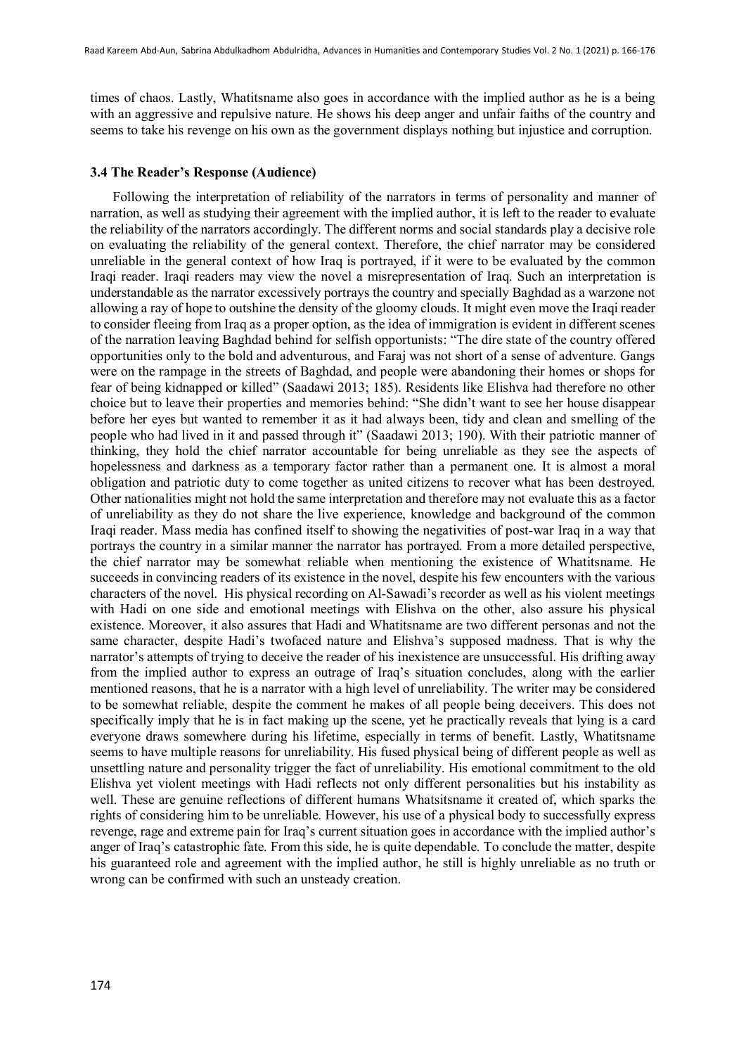times of chaos. Lastly, Whatitsname also goes in accordance with the implied author as he is a being with an aggressive and repulsive nature. He shows his deep anger and unfair faiths of the country and seems to take his revenge on his own as the government displays nothing but injustice and corruption.

### 3.4 The Reader's Response (Audience)

Following the interpretation of reliability of the narrators in terms of personality and manner of narration, as well as studying their agreement with the implied author, it is left to the reader to evaluate the reliability of the narrators accordingly. The different norms and social standards play a decisive role on evaluating the reliability of the general context. Therefore, the chief narrator may be considered unreliable in the general context of how Iraq is portrayed, if it were to be evaluated by the common Iraqi reader. Iraqi readers may view the novel a misrepresentation of Iraq. Such an interpretation is understandable as the narrator excessively portrays the country and specially Baghdad as a warzone not allowing a ray of hope to outshine the density of the gloomy clouds. It might even move the Iraqi reader to consider fleeing from Iraq as a proper option, as the idea of immigration is evident in different scenes of the narration leaving Baghdad behind for selfish opportunists: "The dire state of the country offered opportunities only to the bold and adventurous, and Faraj was not short of a sense of adventure. Gangs were on the rampage in the streets of Baghdad, and people were abandoning their homes or shops for fear of being kidnapped or killed" (Saadawi 2013; 185). Residents like Elishva had therefore no other choice but to leave their properties and memories behind: "She didn't want to see her house disappear before her eyes but wanted to remember it as it had always been, tidy and clean and smelling of the people who had lived in it and passed through it" (Saadawi 2013; 190). With their patriotic manner of thinking, they hold the chief narrator accountable for being unreliable as they see the aspects of hopelessness and darkness as a temporary factor rather than a permanent one. It is almost a moral obligation and patriotic duty to come together as united citizens to recover what has been destroyed. Other nationalities might not hold the same interpretation and therefore may not evaluate this as a factor of unreliability as they do not share the live experience, knowledge and background of the common Iraqi reader. Mass media has confined itself to showing the negativities of post-war Iraq in a way that portrays the country in a similar manner the narrator has portrayed. From a more detailed perspective, the chief narrator may be somewhat reliable when mentioning the existence of Whatitsname. He succeeds in convincing readers of its existence in the novel, despite his few encounters with the various characters of the novel. His physical recording on Al-Sawadi's recorder as well as his violent meetings with Hadi on one side and emotional meetings with Elishva on the other, also assure his physical existence. Moreover, it also assures that Hadi and Whatitsname are two different personas and not the same character, despite Hadi's twofaced nature and Elishva's supposed madness. That is why the narrator's attempts of trying to deceive the reader of his inexistence are unsuccessful. His drifting away from the implied author to express an outrage of Iraq's situation concludes, along with the earlier mentioned reasons, that he is a narrator with a high level of unreliability. The writer may be considered to be somewhat reliable, despite the comment he makes of all people being deceivers. This does not specifically imply that he is in fact making up the scene, yet he practically reveals that lying is a card everyone draws somewhere during his lifetime, especially in terms of benefit. Lastly, Whatitsname seems to have multiple reasons for unreliability. His fused physical being of different people as well as unsettling nature and personality trigger the fact of unreliability. His emotional commitment to the old Elishva yet violent meetings with Hadi reflects not only different personalities but his instability as well. These are genuine reflections of different humans Whatsitsname it created of, which sparks the rights of considering him to be unreliable. However, his use of a physical body to successfully express revenge, rage and extreme pain for Iraq's current situation goes in accordance with the implied author's anger of Iraq's catastrophic fate. From this side, he is quite dependable. To conclude the matter, despite his guaranteed role and agreement with the implied author, he still is highly unreliable as no truth or wrong can be confirmed with such an unsteady creation.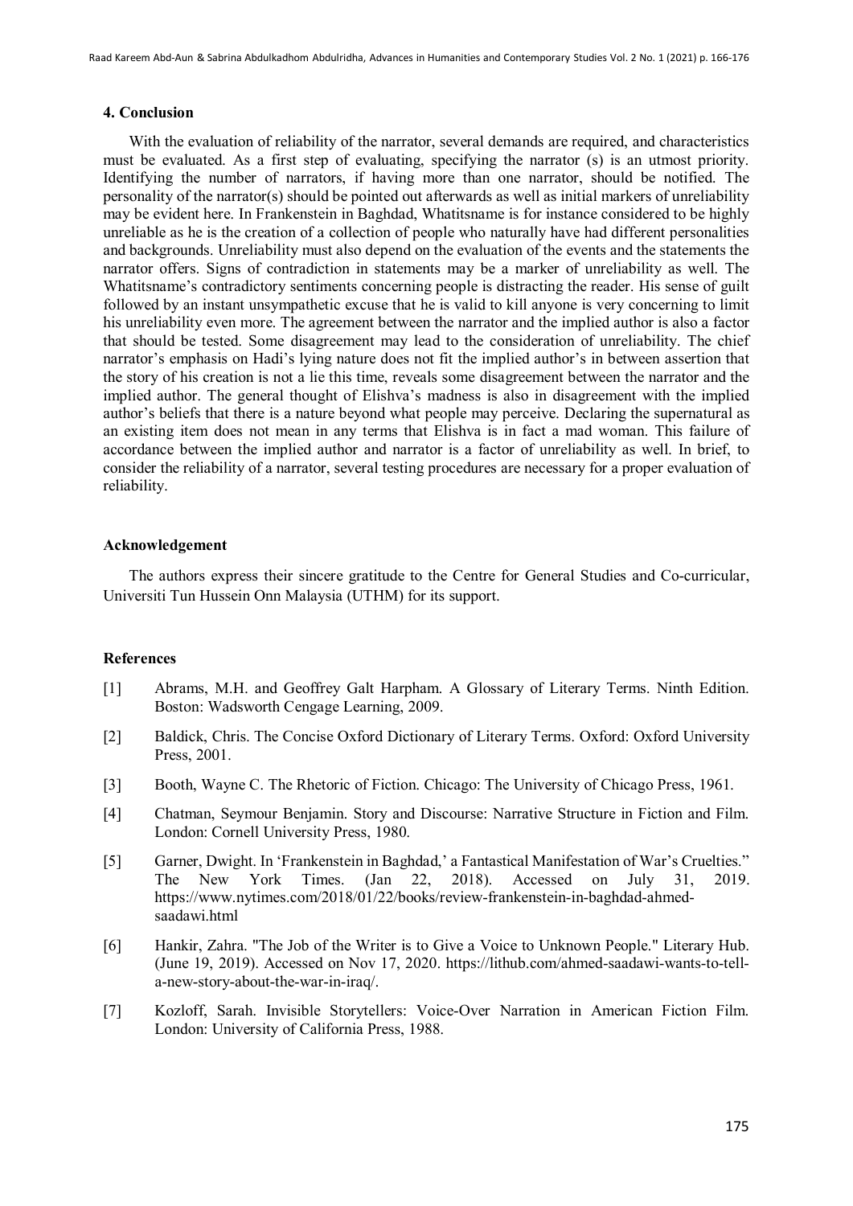## 4. Conclusion

With the evaluation of reliability of the narrator, several demands are required, and characteristics must be evaluated. As a first step of evaluating, specifying the narrator (s) is an utmost priority. Identifying the number of narrators, if having more than one narrator, should be notified. The personality of the narrator(s) should be pointed out afterwards as well as initial markers of unreliability may be evident here. In Frankenstein in Baghdad, Whatitsname is for instance considered to be highly unreliable as he is the creation of a collection of people who naturally have had different personalities and backgrounds. Unreliability must also depend on the evaluation of the events and the statements the narrator offers. Signs of contradiction in statements may be a marker of unreliability as well. The Whatitsname's contradictory sentiments concerning people is distracting the reader. His sense of guilt followed by an instant unsympathetic excuse that he is valid to kill anyone is very concerning to limit his unreliability even more. The agreement between the narrator and the implied author is also a factor that should be tested. Some disagreement may lead to the consideration of unreliability. The chief narrator's emphasis on Hadi's lying nature does not fit the implied author's in between assertion that the story of his creation is not a lie this time, reveals some disagreement between the narrator and the implied author. The general thought of Elishva's madness is also in disagreement with the implied author's beliefs that there is a nature beyond what people may perceive. Declaring the supernatural as an existing item does not mean in any terms that Elishva is in fact a mad woman. This failure of accordance between the implied author and narrator is a factor of unreliability as well. In brief, to consider the reliability of a narrator, several testing procedures are necessary for a proper evaluation of reliability.

## Acknowledgement

The authors express their sincere gratitude to the Centre for General Studies and Co-curricular, Universiti Tun Hussein Onn Malaysia (UTHM) for its support.

## References

[1] Abrams, M.H. and Geoffrey Galt Harpham. A Glossary of Literary Terms. Ninth Edition. Boston: Wadsworth Cengage Learning, 2009.

[2] Baldick, Chris. The Concise Oxford Dictionary of Literary Terms. Oxford: Oxford University Press, 2001.

[3] Booth, Wayne C. The Rhetoric of Fiction. Chicago: The University of Chicago Press, 1961.

[4] Chatman, Seymour Benjamin. Story and Discourse: Narrative Structure in Fiction and Film. London: Cornell University Press, 1980.

[5] Garner, Dwight. In 'Frankenstein in Baghdad,' a Fantastical Manifestation of War's Cruelties." The New York Times. (Jan 22, 2018). Accessed on July 31, 2019. https://www.nytimes.com/2018/01/22/books/review-frankenstein-in-baghdad-ahmed-saadawi.html

[6] Hankir, Zahra. "The Job of the Writer is to Give a Voice to Unknown People." Literary Hub. (June 19, 2019). Accessed on Nov 17, 2020. https://lithub.com/ahmed-saadawi-wants-to-tell-a-new-story-about-the-war-in-iraq/.

[7] Kozloff, Sarah. Invisible Storytellers: Voice-Over Narration in American Fiction Film. London: University of California Press, 1988.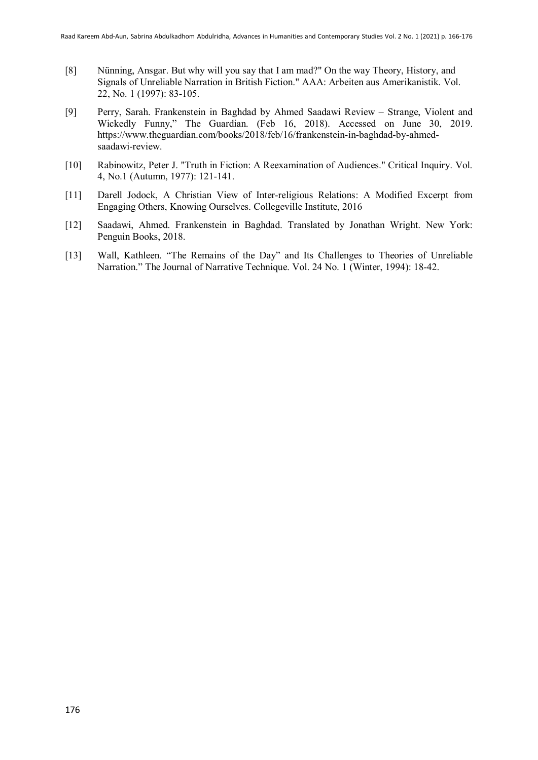[8] Nünning, Ansgar. But why will you say that I am mad?" On the way Theory, History, and Signals of Unreliable Narration in British Fiction." AAA: Arbeiten aus Amerikanistik. Vol. 22, No. 1 (1997): 83-105.

[9] Perry, Sarah. Frankenstein in Baghdad by Ahmed Saadawi Review – Strange, Violent and Wickedly Funny," The Guardian. (Feb 16, 2018). Accessed on June 30, 2019. https://www.theguardian.com/books/2018/feb/16/frankenstein-in-baghdad-by-ahmed-saadawi-review.

[10] Rabinowitz, Peter J. "Truth in Fiction: A Reexamination of Audiences." Critical Inquiry. Vol. 4, No.1 (Autumn, 1977): 121-141.

[11] Darell Jodock, A Christian View of Inter-religious Relations: A Modified Excerpt from Engaging Others, Knowing Ourselves. Collegeville Institute, 2016

[12] Saadawi, Ahmed. Frankenstein in Baghdad. Translated by Jonathan Wright. New York: Penguin Books, 2018.

[13] Wall, Kathleen. "The Remains of the Day" and Its Challenges to Theories of Unreliable Narration." The Journal of Narrative Technique. Vol. 24 No. 1 (Winter, 1994): 18-42.